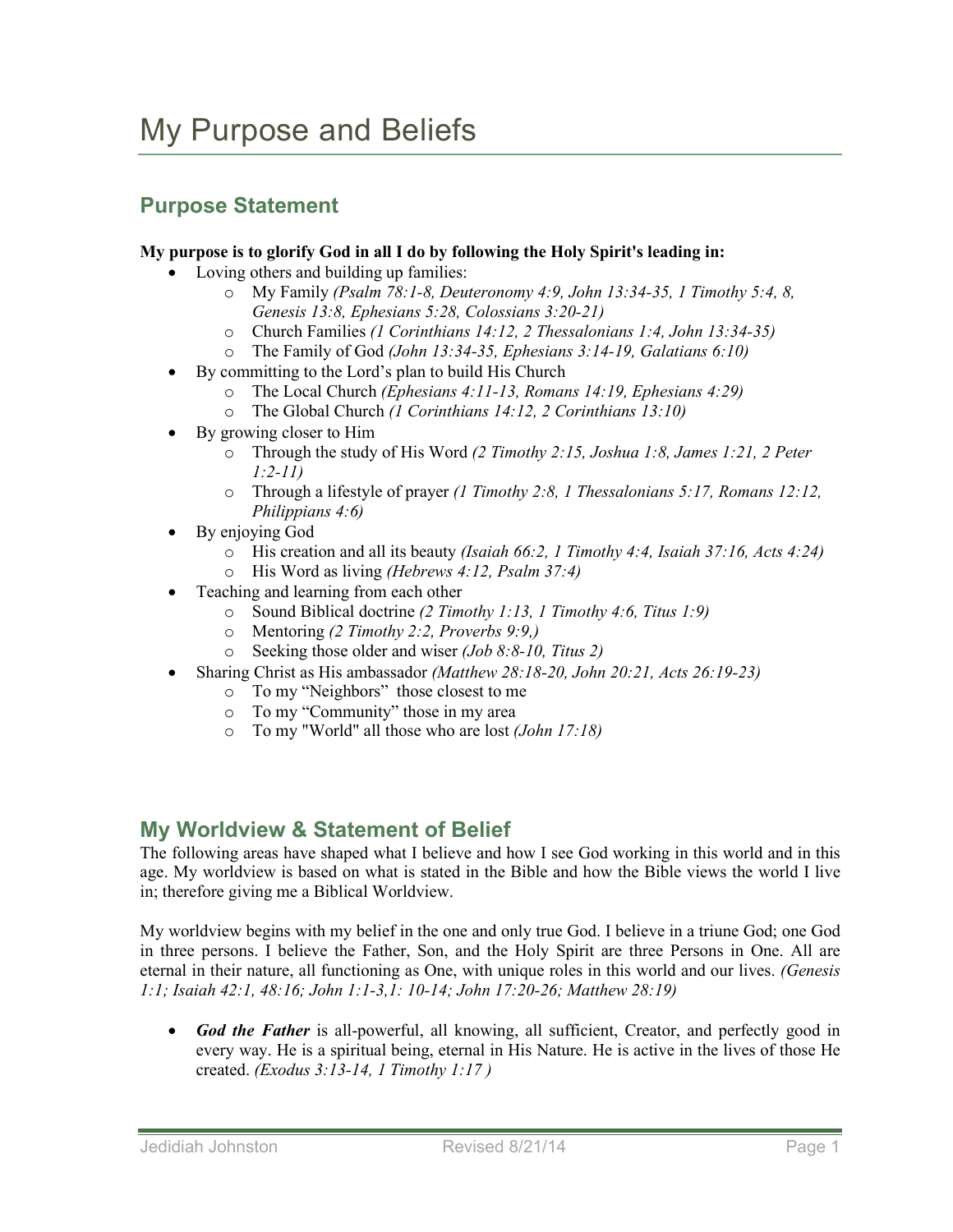# My Purpose and Beliefs

## Purpose Statement

**My purpose is to glorify God in all I do by following the Holy Spirit's leading in:**

- Loving others and building up families:
    - My Family *(Psalm 78:1-8, Deuteronomy 4:9, John 13:34-35, 1 Timothy 5:4, 8, Genesis 13:8, Ephesians 5:28, Colossians 3:20-21)*
    - Church Families *(1 Corinthians 14:12, 2 Thessalonians 1:4, John 13:34-35)*
    - The Family of God *(John 13:34-35, Ephesians 3:14-19, Galatians 6:10)*
- By committing to the Lord's plan to build His Church
    - The Local Church *(Ephesians 4:11-13, Romans 14:19, Ephesians 4:29)*
    - The Global Church *(1 Corinthians 14:12, 2 Corinthians 13:10)*
- By growing closer to Him
    - Through the study of His Word *(2 Timothy 2:15, Joshua 1:8, James 1:21, 2 Peter 1:2-11)*
    - Through a lifestyle of prayer *(1 Timothy 2:8, 1 Thessalonians 5:17, Romans 12:12, Philippians 4:6)*
- By enjoying God
    - His creation and all its beauty *(Isaiah 66:2, 1 Timothy 4:4, Isaiah 37:16, Acts 4:24)*
    - His Word as living *(Hebrews 4:12, Psalm 37:4)*
- Teaching and learning from each other
    - Sound Biblical doctrine *(2 Timothy 1:13, 1 Timothy 4:6, Titus 1:9)*
    - Mentoring *(2 Timothy 2:2, Proverbs 9:9,)*
    - Seeking those older and wiser *(Job 8:8-10, Titus 2)*
- Sharing Christ as His ambassador *(Matthew 28:18-20, John 20:21, Acts 26:19-23)*
    - To my "Neighbors" those closest to me
    - To my "Community" those in my area
    - To my "World" all those who are lost *(John 17:18)*

## My Worldview & Statement of Belief

The following areas have shaped what I believe and how I see God working in this world and in this age. My worldview is based on what is stated in the Bible and how the Bible views the world I live in; therefore giving me a Biblical Worldview.

My worldview begins with my belief in the one and only true God. I believe in a triune God; one God in three persons. I believe the Father, Son, and the Holy Spirit are three Persons in One. All are eternal in their nature, all functioning as One, with unique roles in this world and our lives. *(Genesis 1:1; Isaiah 42:1, 48:16; John 1:1-3,1: 10-14; John 17:20-26; Matthew 28:19)*

- ***God the Father*** is all-powerful, all knowing, all sufficient, Creator, and perfectly good in every way. He is a spiritual being, eternal in His Nature. He is active in the lives of those He created. *(Exodus 3:13-14, 1 Timothy 1:17 )*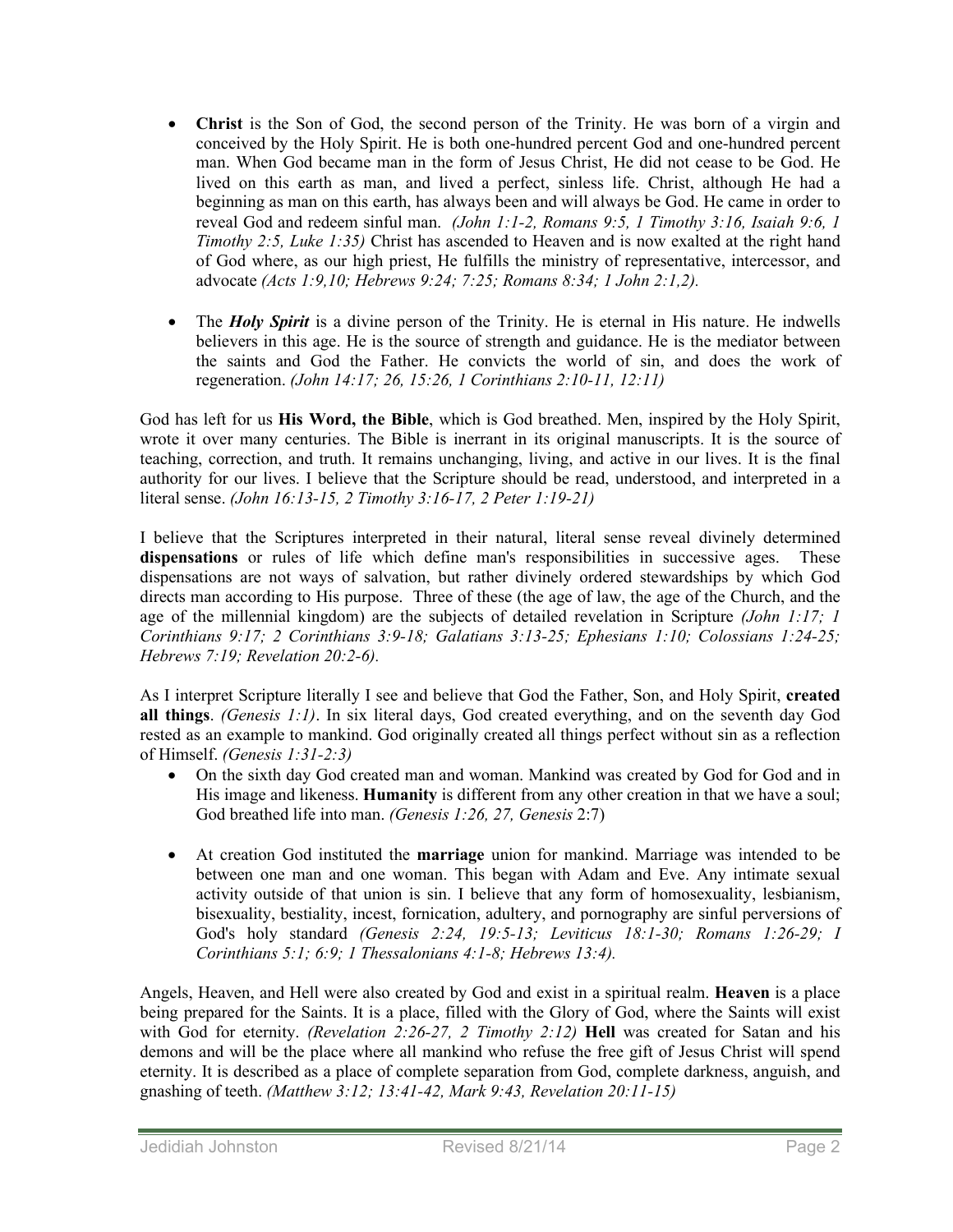- **Christ** is the Son of God, the second person of the Trinity. He was born of a virgin and conceived by the Holy Spirit. He is both one-hundred percent God and one-hundred percent man. When God became man in the form of Jesus Christ, He did not cease to be God. He lived on this earth as man, and lived a perfect, sinless life. Christ, although He had a beginning as man on this earth, has always been and will always be God. He came in order to reveal God and redeem sinful man. *(John 1:1-2, Romans 9:5, 1 Timothy 3:16, Isaiah 9:6, 1 Timothy 2:5, Luke 1:35)* Christ has ascended to Heaven and is now exalted at the right hand of God where, as our high priest, He fulfills the ministry of representative, intercessor, and advocate *(Acts 1:9,10; Hebrews 9:24; 7:25; Romans 8:34; 1 John 2:1,2).*

- The ***Holy Spirit*** is a divine person of the Trinity. He is eternal in His nature. He indwells believers in this age. He is the source of strength and guidance. He is the mediator between the saints and God the Father. He convicts the world of sin, and does the work of regeneration. *(John 14:17; 26, 15:26, 1 Corinthians 2:10-11, 12:11)*

God has left for us **His Word, the Bible**, which is God breathed. Men, inspired by the Holy Spirit, wrote it over many centuries. The Bible is inerrant in its original manuscripts. It is the source of teaching, correction, and truth. It remains unchanging, living, and active in our lives. It is the final authority for our lives. I believe that the Scripture should be read, understood, and interpreted in a literal sense. *(John 16:13-15, 2 Timothy 3:16-17, 2 Peter 1:19-21)*

I believe that the Scriptures interpreted in their natural, literal sense reveal divinely determined **dispensations** or rules of life which define man's responsibilities in successive ages. These dispensations are not ways of salvation, but rather divinely ordered stewardships by which God directs man according to His purpose. Three of these (the age of law, the age of the Church, and the age of the millennial kingdom) are the subjects of detailed revelation in Scripture *(John 1:17; 1 Corinthians 9:17; 2 Corinthians 3:9-18; Galatians 3:13-25; Ephesians 1:10; Colossians 1:24-25; Hebrews 7:19; Revelation 20:2-6).*

As I interpret Scripture literally I see and believe that God the Father, Son, and Holy Spirit, **created all things**. *(Genesis 1:1)*. In six literal days, God created everything, and on the seventh day God rested as an example to mankind. God originally created all things perfect without sin as a reflection of Himself. *(Genesis 1:31-2:3)*

- On the sixth day God created man and woman. Mankind was created by God for God and in His image and likeness. **Humanity** is different from any other creation in that we have a soul; God breathed life into man. *(Genesis 1:26, 27, Genesis* 2:7)

- At creation God instituted the **marriage** union for mankind. Marriage was intended to be between one man and one woman. This began with Adam and Eve. Any intimate sexual activity outside of that union is sin. I believe that any form of homosexuality, lesbianism, bisexuality, bestiality, incest, fornication, adultery, and pornography are sinful perversions of God's holy standard *(Genesis 2:24, 19:5-13; Leviticus 18:1-30; Romans 1:26-29; I Corinthians 5:1; 6:9; 1 Thessalonians 4:1-8; Hebrews 13:4).*

Angels, Heaven, and Hell were also created by God and exist in a spiritual realm. **Heaven** is a place being prepared for the Saints. It is a place, filled with the Glory of God, where the Saints will exist with God for eternity. *(Revelation 2:26-27, 2 Timothy 2:12)* **Hell** was created for Satan and his demons and will be the place where all mankind who refuse the free gift of Jesus Christ will spend eternity. It is described as a place of complete separation from God, complete darkness, anguish, and gnashing of teeth. *(Matthew 3:12; 13:41-42, Mark 9:43, Revelation 20:11-15)*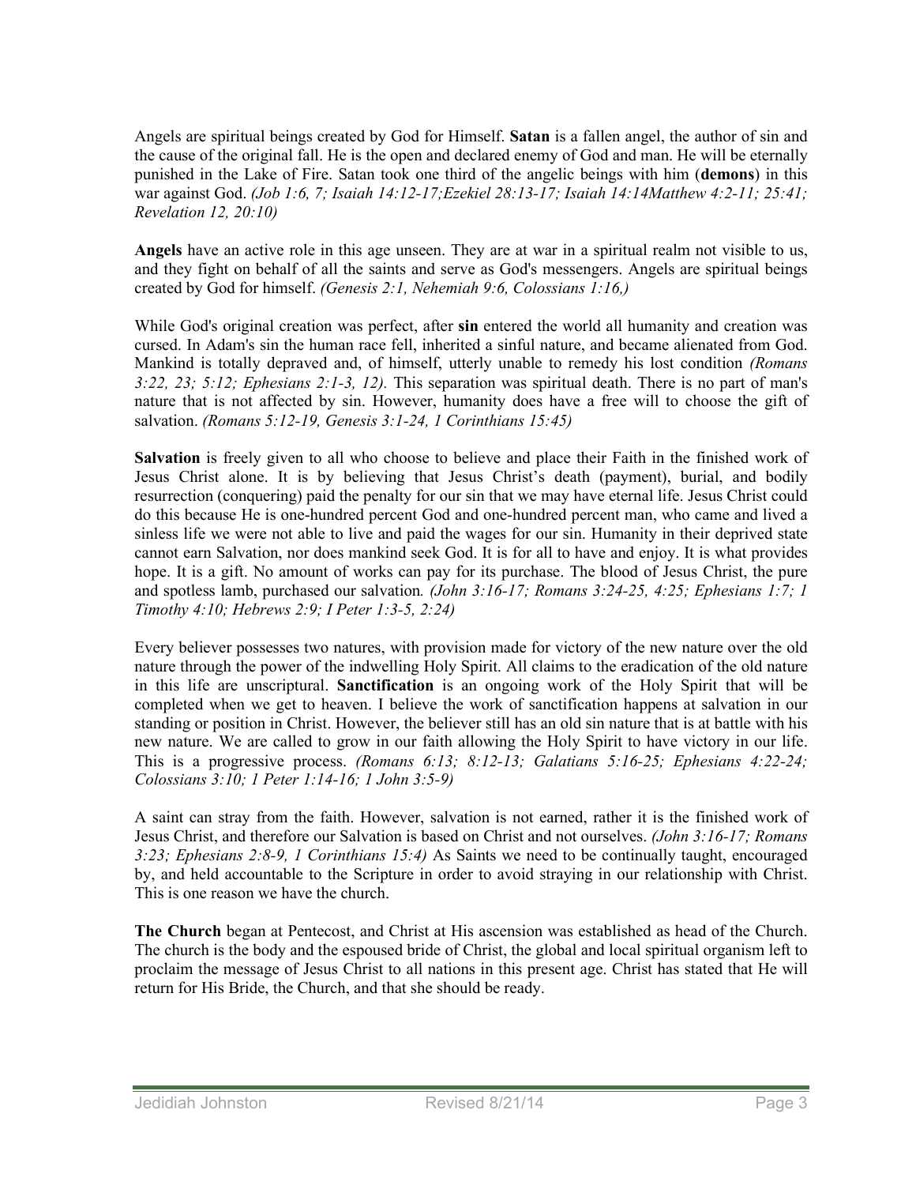Angels are spiritual beings created by God for Himself. **Satan** is a fallen angel, the author of sin and the cause of the original fall. He is the open and declared enemy of God and man. He will be eternally punished in the Lake of Fire. Satan took one third of the angelic beings with him (**demons**) in this war against God. *(Job 1:6, 7; Isaiah 14:12-17;Ezekiel 28:13-17; Isaiah 14:14Matthew 4:2-11; 25:41; Revelation 12, 20:10)*

**Angels** have an active role in this age unseen. They are at war in a spiritual realm not visible to us, and they fight on behalf of all the saints and serve as God's messengers. Angels are spiritual beings created by God for himself. *(Genesis 2:1, Nehemiah 9:6, Colossians 1:16,)*

While God's original creation was perfect, after **sin** entered the world all humanity and creation was cursed. In Adam's sin the human race fell, inherited a sinful nature, and became alienated from God. Mankind is totally depraved and, of himself, utterly unable to remedy his lost condition *(Romans 3:22, 23; 5:12; Ephesians 2:1-3, 12).* This separation was spiritual death. There is no part of man's nature that is not affected by sin. However, humanity does have a free will to choose the gift of salvation. *(Romans 5:12-19, Genesis 3:1-24, 1 Corinthians 15:45)*

**Salvation** is freely given to all who choose to believe and place their Faith in the finished work of Jesus Christ alone. It is by believing that Jesus Christ's death (payment), burial, and bodily resurrection (conquering) paid the penalty for our sin that we may have eternal life. Jesus Christ could do this because He is one-hundred percent God and one-hundred percent man, who came and lived a sinless life we were not able to live and paid the wages for our sin. Humanity in their deprived state cannot earn Salvation, nor does mankind seek God. It is for all to have and enjoy. It is what provides hope. It is a gift. No amount of works can pay for its purchase. The blood of Jesus Christ, the pure and spotless lamb, purchased our salvation*. (John 3:16-17; Romans 3:24-25, 4:25; Ephesians 1:7; 1 Timothy 4:10; Hebrews 2:9; I Peter 1:3-5, 2:24)*

Every believer possesses two natures, with provision made for victory of the new nature over the old nature through the power of the indwelling Holy Spirit. All claims to the eradication of the old nature in this life are unscriptural. **Sanctification** is an ongoing work of the Holy Spirit that will be completed when we get to heaven. I believe the work of sanctification happens at salvation in our standing or position in Christ. However, the believer still has an old sin nature that is at battle with his new nature. We are called to grow in our faith allowing the Holy Spirit to have victory in our life. This is a progressive process. *(Romans 6:13; 8:12-13; Galatians 5:16-25; Ephesians 4:22-24; Colossians 3:10; 1 Peter 1:14-16; 1 John 3:5-9)*

A saint can stray from the faith. However, salvation is not earned, rather it is the finished work of Jesus Christ, and therefore our Salvation is based on Christ and not ourselves. *(John 3:16-17; Romans 3:23; Ephesians 2:8-9, 1 Corinthians 15:4)* As Saints we need to be continually taught, encouraged by, and held accountable to the Scripture in order to avoid straying in our relationship with Christ. This is one reason we have the church.

**The Church** began at Pentecost, and Christ at His ascension was established as head of the Church. The church is the body and the espoused bride of Christ, the global and local spiritual organism left to proclaim the message of Jesus Christ to all nations in this present age. Christ has stated that He will return for His Bride, the Church, and that she should be ready.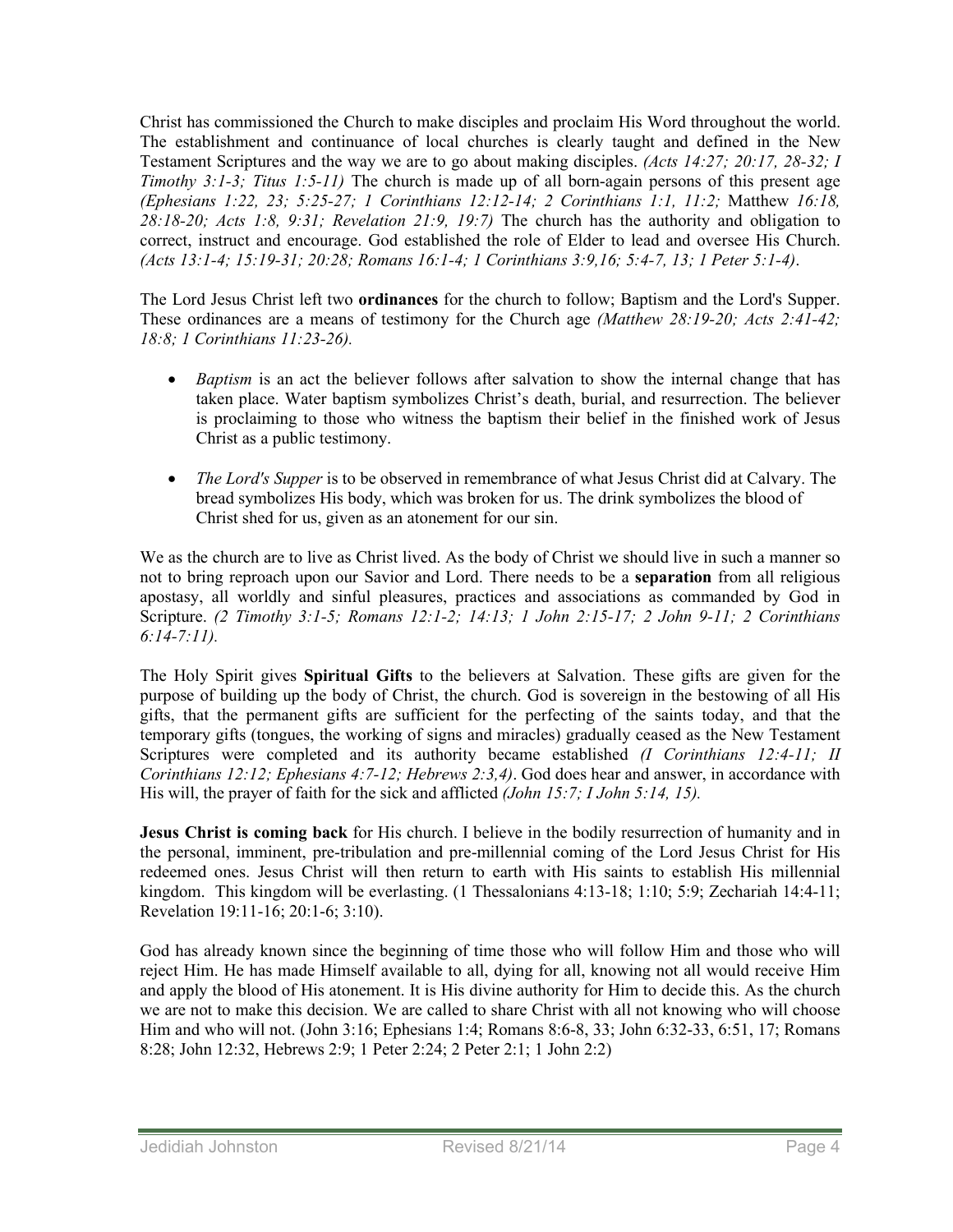Christ has commissioned the Church to make disciples and proclaim His Word throughout the world. The establishment and continuance of local churches is clearly taught and defined in the New Testament Scriptures and the way we are to go about making disciples. *(Acts 14:27; 20:17, 28-32; I Timothy 3:1-3; Titus 1:5-11)* The church is made up of all born-again persons of this present age *(Ephesians 1:22, 23; 5:25-27; 1 Corinthians 12:12-14; 2 Corinthians 1:1, 11:2;* Matthew *16:18, 28:18-20; Acts 1:8, 9:31; Revelation 21:9, 19:7)* The church has the authority and obligation to correct, instruct and encourage. God established the role of Elder to lead and oversee His Church. *(Acts 13:1-4; 15:19-31; 20:28; Romans 16:1-4; 1 Corinthians 3:9,16; 5:4-7, 13; 1 Peter 5:1-4)*.

The Lord Jesus Christ left two **ordinances** for the church to follow; Baptism and the Lord's Supper. These ordinances are a means of testimony for the Church age *(Matthew 28:19-20; Acts 2:41-42; 18:8; 1 Corinthians 11:23-26).*

- *Baptism* is an act the believer follows after salvation to show the internal change that has taken place. Water baptism symbolizes Christ's death, burial, and resurrection. The believer is proclaiming to those who witness the baptism their belief in the finished work of Jesus Christ as a public testimony.

- *The Lord's Supper* is to be observed in remembrance of what Jesus Christ did at Calvary. The bread symbolizes His body, which was broken for us. The drink symbolizes the blood of Christ shed for us, given as an atonement for our sin.

We as the church are to live as Christ lived. As the body of Christ we should live in such a manner so not to bring reproach upon our Savior and Lord. There needs to be a **separation** from all religious apostasy, all worldly and sinful pleasures, practices and associations as commanded by God in Scripture. *(2 Timothy 3:1-5; Romans 12:1-2; 14:13; 1 John 2:15-17; 2 John 9-11; 2 Corinthians 6:14-7:11).*

The Holy Spirit gives **Spiritual Gifts** to the believers at Salvation. These gifts are given for the purpose of building up the body of Christ, the church. God is sovereign in the bestowing of all His gifts, that the permanent gifts are sufficient for the perfecting of the saints today, and that the temporary gifts (tongues, the working of signs and miracles) gradually ceased as the New Testament Scriptures were completed and its authority became established *(I Corinthians 12:4-11; II Corinthians 12:12; Ephesians 4:7-12; Hebrews 2:3,4)*. God does hear and answer, in accordance with His will, the prayer of faith for the sick and afflicted *(John 15:7; I John 5:14, 15).*

**Jesus Christ is coming back** for His church. I believe in the bodily resurrection of humanity and in the personal, imminent, pre-tribulation and pre-millennial coming of the Lord Jesus Christ for His redeemed ones. Jesus Christ will then return to earth with His saints to establish His millennial kingdom. This kingdom will be everlasting. (1 Thessalonians 4:13-18; 1:10; 5:9; Zechariah 14:4-11; Revelation 19:11-16; 20:1-6; 3:10).

God has already known since the beginning of time those who will follow Him and those who will reject Him. He has made Himself available to all, dying for all, knowing not all would receive Him and apply the blood of His atonement. It is His divine authority for Him to decide this. As the church we are not to make this decision. We are called to share Christ with all not knowing who will choose Him and who will not. (John 3:16; Ephesians 1:4; Romans 8:6-8, 33; John 6:32-33, 6:51, 17; Romans 8:28; John 12:32, Hebrews 2:9; 1 Peter 2:24; 2 Peter 2:1; 1 John 2:2)